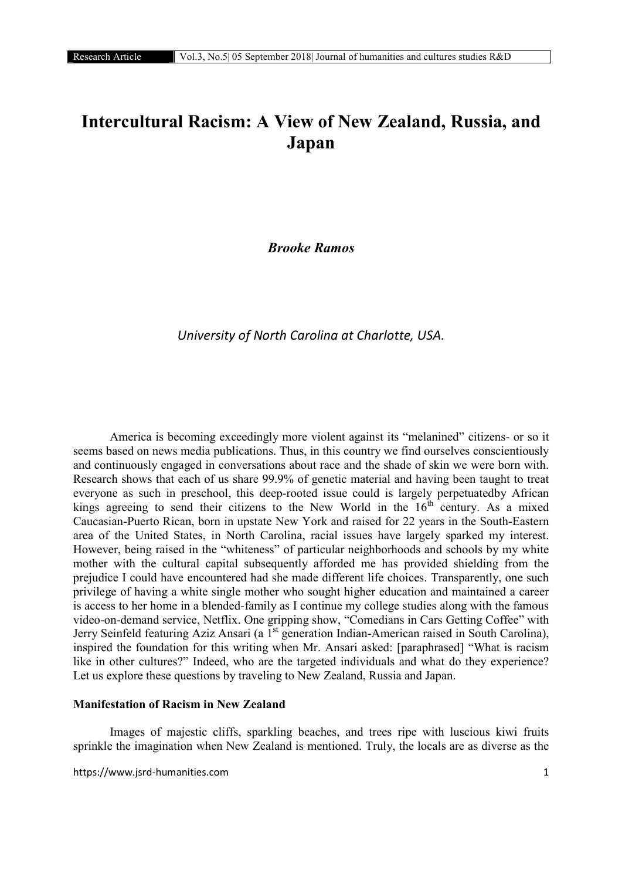# Intercultural Racism: A View of New Zealand, Russia, and Japan

***Brooke Ramos***

*University of North Carolina at Charlotte, USA.*

America is becoming exceedingly more violent against its "melanined" citizens- or so it seems based on news media publications. Thus, in this country we find ourselves conscientiously and continuously engaged in conversations about race and the shade of skin we were born with. Research shows that each of us share 99.9% of genetic material and having been taught to treat everyone as such in preschool, this deep-rooted issue could is largely perpetuatedby African kings agreeing to send their citizens to the New World in the 16th century. As a mixed Caucasian-Puerto Rican, born in upstate New York and raised for 22 years in the South-Eastern area of the United States, in North Carolina, racial issues have largely sparked my interest. However, being raised in the "whiteness" of particular neighborhoods and schools by my white mother with the cultural capital subsequently afforded me has provided shielding from the prejudice I could have encountered had she made different life choices. Transparently, one such privilege of having a white single mother who sought higher education and maintained a career is access to her home in a blended-family as I continue my college studies along with the famous video-on-demand service, Netflix. One gripping show, "Comedians in Cars Getting Coffee" with Jerry Seinfeld featuring Aziz Ansari (a 1st generation Indian-American raised in South Carolina), inspired the foundation for this writing when Mr. Ansari asked: [paraphrased] "What is racism like in other cultures?" Indeed, who are the targeted individuals and what do they experience? Let us explore these questions by traveling to New Zealand, Russia and Japan.

**Manifestation of Racism in New Zealand**

Images of majestic cliffs, sparkling beaches, and trees ripe with luscious kiwi fruits sprinkle the imagination when New Zealand is mentioned. Truly, the locals are as diverse as the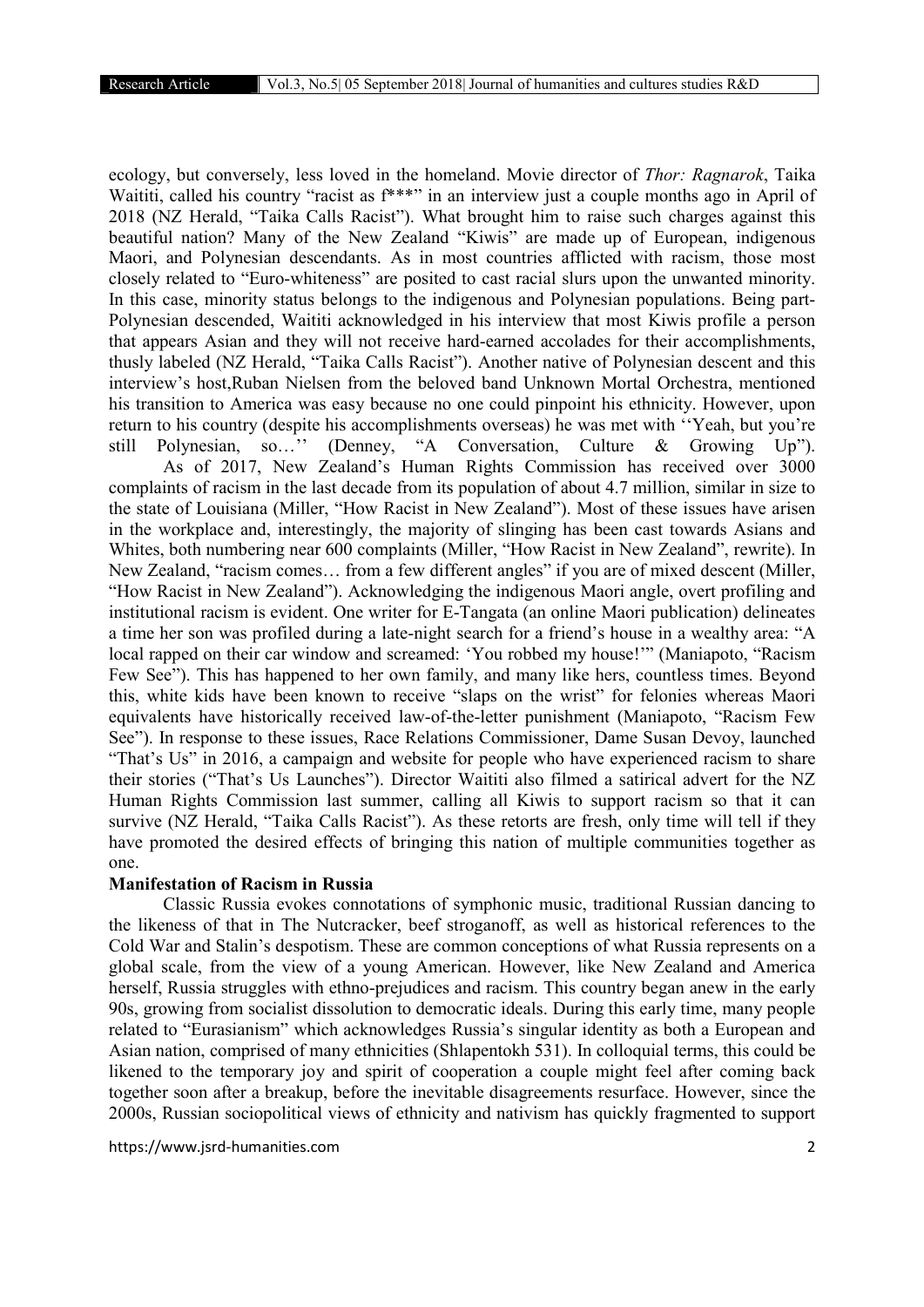ecology, but conversely, less loved in the homeland. Movie director of *Thor: Ragnarok*, Taika Waititi, called his country "racist as f***" in an interview just a couple months ago in April of 2018 (NZ Herald, "Taika Calls Racist"). What brought him to raise such charges against this beautiful nation? Many of the New Zealand "Kiwis" are made up of European, indigenous Maori, and Polynesian descendants. As in most countries afflicted with racism, those most closely related to "Euro-whiteness" are posited to cast racial slurs upon the unwanted minority. In this case, minority status belongs to the indigenous and Polynesian populations. Being part-Polynesian descended, Waititi acknowledged in his interview that most Kiwis profile a person that appears Asian and they will not receive hard-earned accolades for their accomplishments, thusly labeled (NZ Herald, "Taika Calls Racist"). Another native of Polynesian descent and this interview's host,Ruban Nielsen from the beloved band Unknown Mortal Orchestra, mentioned his transition to America was easy because no one could pinpoint his ethnicity. However, upon return to his country (despite his accomplishments overseas) he was met with ''Yeah, but you're still Polynesian, so…'' (Denney, "A Conversation, Culture & Growing Up").

As of 2017, New Zealand's Human Rights Commission has received over 3000 complaints of racism in the last decade from its population of about 4.7 million, similar in size to the state of Louisiana (Miller, "How Racist in New Zealand"). Most of these issues have arisen in the workplace and, interestingly, the majority of slinging has been cast towards Asians and Whites, both numbering near 600 complaints (Miller, "How Racist in New Zealand", rewrite). In New Zealand, "racism comes… from a few different angles" if you are of mixed descent (Miller, "How Racist in New Zealand"). Acknowledging the indigenous Maori angle, overt profiling and institutional racism is evident. One writer for E-Tangata (an online Maori publication) delineates a time her son was profiled during a late-night search for a friend's house in a wealthy area: "A local rapped on their car window and screamed: 'You robbed my house!'" (Maniapoto, "Racism Few See"). This has happened to her own family, and many like hers, countless times. Beyond this, white kids have been known to receive "slaps on the wrist" for felonies whereas Maori equivalents have historically received law-of-the-letter punishment (Maniapoto, "Racism Few See"). In response to these issues, Race Relations Commissioner, Dame Susan Devoy, launched "That's Us" in 2016, a campaign and website for people who have experienced racism to share their stories ("That's Us Launches"). Director Waititi also filmed a satirical advert for the NZ Human Rights Commission last summer, calling all Kiwis to support racism so that it can survive (NZ Herald, "Taika Calls Racist"). As these retorts are fresh, only time will tell if they have promoted the desired effects of bringing this nation of multiple communities together as one.

**Manifestation of Racism in Russia**

Classic Russia evokes connotations of symphonic music, traditional Russian dancing to the likeness of that in The Nutcracker, beef stroganoff, as well as historical references to the Cold War and Stalin's despotism. These are common conceptions of what Russia represents on a global scale, from the view of a young American. However, like New Zealand and America herself, Russia struggles with ethno-prejudices and racism. This country began anew in the early 90s, growing from socialist dissolution to democratic ideals. During this early time, many people related to "Eurasianism" which acknowledges Russia's singular identity as both a European and Asian nation, comprised of many ethnicities (Shlapentokh 531). In colloquial terms, this could be likened to the temporary joy and spirit of cooperation a couple might feel after coming back together soon after a breakup, before the inevitable disagreements resurface. However, since the 2000s, Russian sociopolitical views of ethnicity and nativism has quickly fragmented to support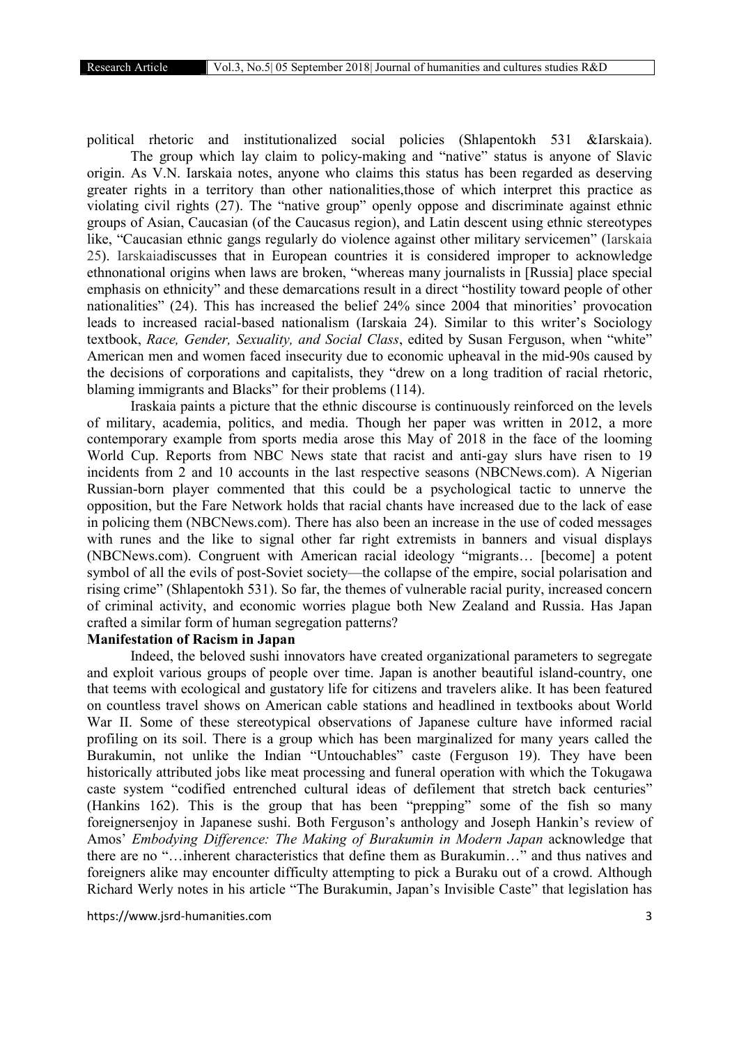political rhetoric and institutionalized social policies (Shlapentokh 531 &Iarskaia). The group which lay claim to policy-making and "native" status is anyone of Slavic origin. As V.N. Iarskaia notes, anyone who claims this status has been regarded as deserving greater rights in a territory than other nationalities,those of which interpret this practice as violating civil rights (27). The "native group" openly oppose and discriminate against ethnic groups of Asian, Caucasian (of the Caucasus region), and Latin descent using ethnic stereotypes like, "Caucasian ethnic gangs regularly do violence against other military servicemen" (Iarskaia 25). Iarskaiadiscusses that in European countries it is considered improper to acknowledge ethnonational origins when laws are broken, "whereas many journalists in [Russia] place special emphasis on ethnicity" and these demarcations result in a direct "hostility toward people of other nationalities" (24). This has increased the belief 24% since 2004 that minorities' provocation leads to increased racial-based nationalism (Iarskaia 24). Similar to this writer's Sociology textbook, *Race, Gender, Sexuality, and Social Class*, edited by Susan Ferguson, when "white" American men and women faced insecurity due to economic upheaval in the mid-90s caused by the decisions of corporations and capitalists, they "drew on a long tradition of racial rhetoric, blaming immigrants and Blacks" for their problems (114).

Iraskaia paints a picture that the ethnic discourse is continuously reinforced on the levels of military, academia, politics, and media. Though her paper was written in 2012, a more contemporary example from sports media arose this May of 2018 in the face of the looming World Cup. Reports from NBC News state that racist and anti-gay slurs have risen to 19 incidents from 2 and 10 accounts in the last respective seasons (NBCNews.com). A Nigerian Russian-born player commented that this could be a psychological tactic to unnerve the opposition, but the Fare Network holds that racial chants have increased due to the lack of ease in policing them (NBCNews.com). There has also been an increase in the use of coded messages with runes and the like to signal other far right extremists in banners and visual displays (NBCNews.com). Congruent with American racial ideology "migrants… [become] a potent symbol of all the evils of post-Soviet society—the collapse of the empire, social polarisation and rising crime" (Shlapentokh 531). So far, the themes of vulnerable racial purity, increased concern of criminal activity, and economic worries plague both New Zealand and Russia. Has Japan crafted a similar form of human segregation patterns?

**Manifestation of Racism in Japan**

Indeed, the beloved sushi innovators have created organizational parameters to segregate and exploit various groups of people over time. Japan is another beautiful island-country, one that teems with ecological and gustatory life for citizens and travelers alike. It has been featured on countless travel shows on American cable stations and headlined in textbooks about World War II. Some of these stereotypical observations of Japanese culture have informed racial profiling on its soil. There is a group which has been marginalized for many years called the Burakumin, not unlike the Indian "Untouchables" caste (Ferguson 19). They have been historically attributed jobs like meat processing and funeral operation with which the Tokugawa caste system "codified entrenched cultural ideas of defilement that stretch back centuries" (Hankins 162). This is the group that has been "prepping" some of the fish so many foreignersenjoy in Japanese sushi. Both Ferguson's anthology and Joseph Hankin's review of Amos' *Embodying Difference: The Making of Burakumin in Modern Japan* acknowledge that there are no "…inherent characteristics that define them as Burakumin…" and thus natives and foreigners alike may encounter difficulty attempting to pick a Buraku out of a crowd. Although Richard Werly notes in his article "The Burakumin, Japan's Invisible Caste" that legislation has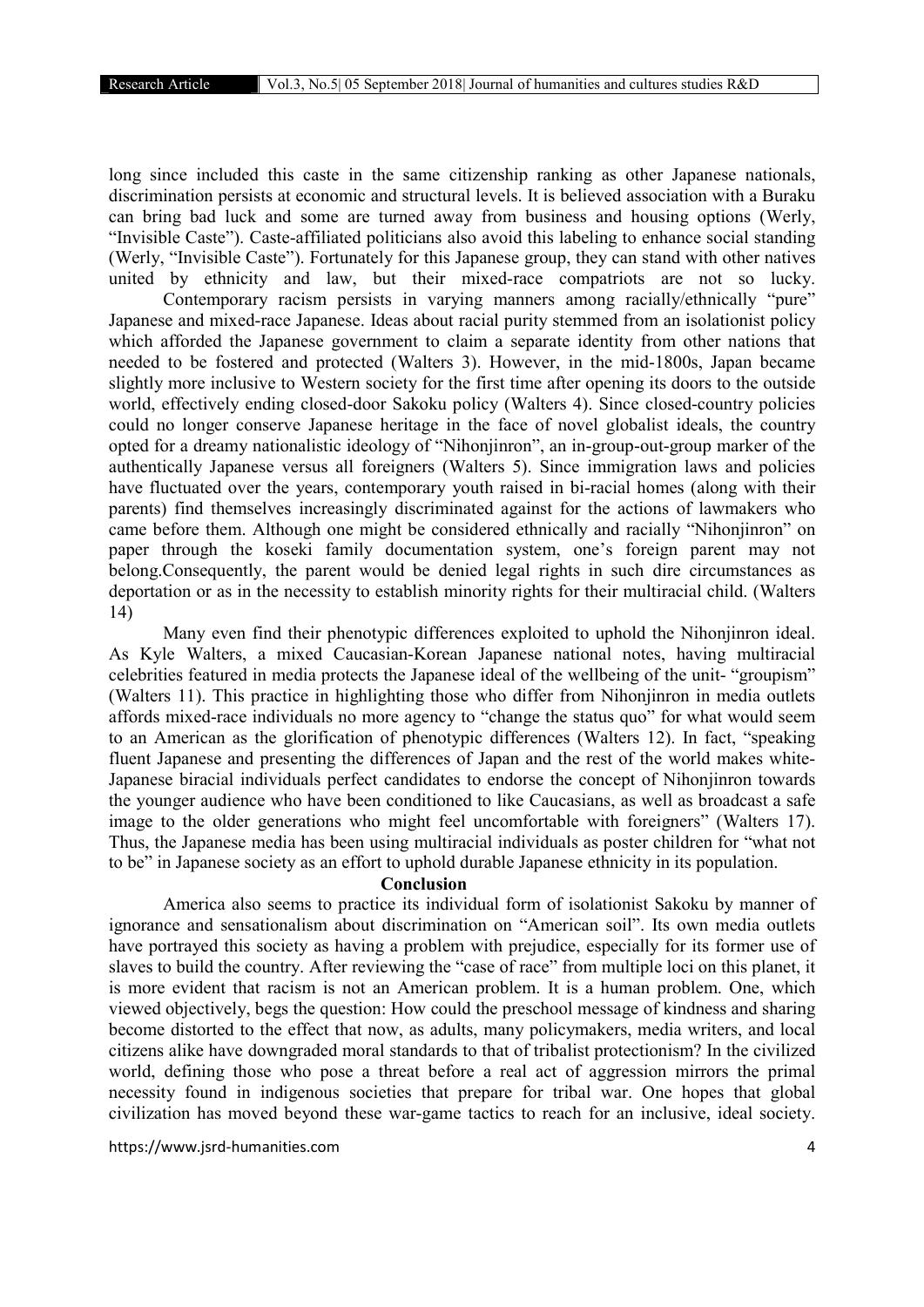long since included this caste in the same citizenship ranking as other Japanese nationals, discrimination persists at economic and structural levels. It is believed association with a Buraku can bring bad luck and some are turned away from business and housing options (Werly, "Invisible Caste"). Caste-affiliated politicians also avoid this labeling to enhance social standing (Werly, "Invisible Caste"). Fortunately for this Japanese group, they can stand with other natives united by ethnicity and law, but their mixed-race compatriots are not so lucky.

Contemporary racism persists in varying manners among racially/ethnically "pure" Japanese and mixed-race Japanese. Ideas about racial purity stemmed from an isolationist policy which afforded the Japanese government to claim a separate identity from other nations that needed to be fostered and protected (Walters 3). However, in the mid-1800s, Japan became slightly more inclusive to Western society for the first time after opening its doors to the outside world, effectively ending closed-door Sakoku policy (Walters 4). Since closed-country policies could no longer conserve Japanese heritage in the face of novel globalist ideals, the country opted for a dreamy nationalistic ideology of "Nihonjinron", an in-group-out-group marker of the authentically Japanese versus all foreigners (Walters 5). Since immigration laws and policies have fluctuated over the years, contemporary youth raised in bi-racial homes (along with their parents) find themselves increasingly discriminated against for the actions of lawmakers who came before them. Although one might be considered ethnically and racially "Nihonjinron" on paper through the koseki family documentation system, one's foreign parent may not belong.Consequently, the parent would be denied legal rights in such dire circumstances as deportation or as in the necessity to establish minority rights for their multiracial child. (Walters 14)

Many even find their phenotypic differences exploited to uphold the Nihonjinron ideal. As Kyle Walters, a mixed Caucasian-Korean Japanese national notes, having multiracial celebrities featured in media protects the Japanese ideal of the wellbeing of the unit- "groupism" (Walters 11). This practice in highlighting those who differ from Nihonjinron in media outlets affords mixed-race individuals no more agency to "change the status quo" for what would seem to an American as the glorification of phenotypic differences (Walters 12). In fact, "speaking fluent Japanese and presenting the differences of Japan and the rest of the world makes white-Japanese biracial individuals perfect candidates to endorse the concept of Nihonjinron towards the younger audience who have been conditioned to like Caucasians, as well as broadcast a safe image to the older generations who might feel uncomfortable with foreigners" (Walters 17). Thus, the Japanese media has been using multiracial individuals as poster children for "what not to be" in Japanese society as an effort to uphold durable Japanese ethnicity in its population.

## Conclusion

America also seems to practice its individual form of isolationist Sakoku by manner of ignorance and sensationalism about discrimination on "American soil". Its own media outlets have portrayed this society as having a problem with prejudice, especially for its former use of slaves to build the country. After reviewing the "case of race" from multiple loci on this planet, it is more evident that racism is not an American problem. It is a human problem. One, which viewed objectively, begs the question: How could the preschool message of kindness and sharing become distorted to the effect that now, as adults, many policymakers, media writers, and local citizens alike have downgraded moral standards to that of tribalist protectionism? In the civilized world, defining those who pose a threat before a real act of aggression mirrors the primal necessity found in indigenous societies that prepare for tribal war. One hopes that global civilization has moved beyond these war-game tactics to reach for an inclusive, ideal society.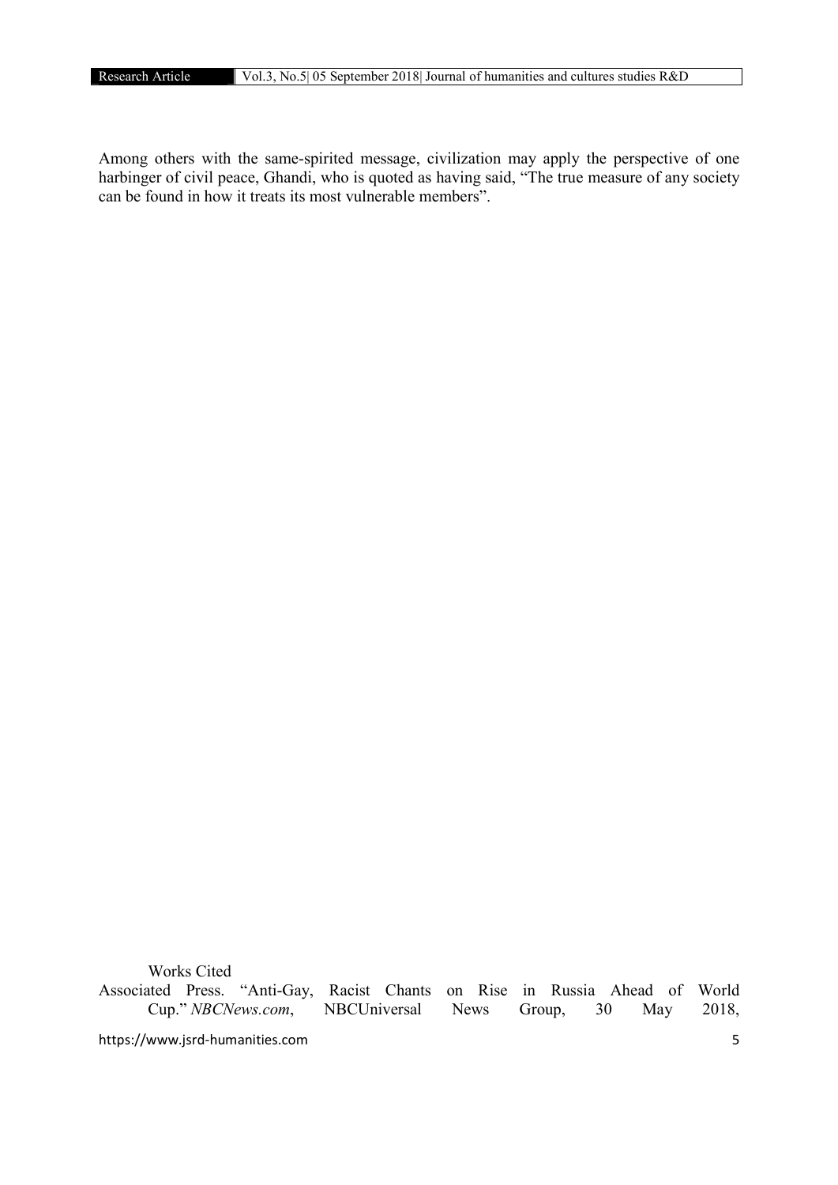Among others with the same-spirited message, civilization may apply the perspective of one harbinger of civil peace, Ghandi, who is quoted as having said, "The true measure of any society can be found in how it treats its most vulnerable members".

Works Cited

Associated Press. "Anti-Gay, Racist Chants on Rise in Russia Ahead of World Cup." *NBCNews.com*, NBCUniversal News Group, 30 May 2018,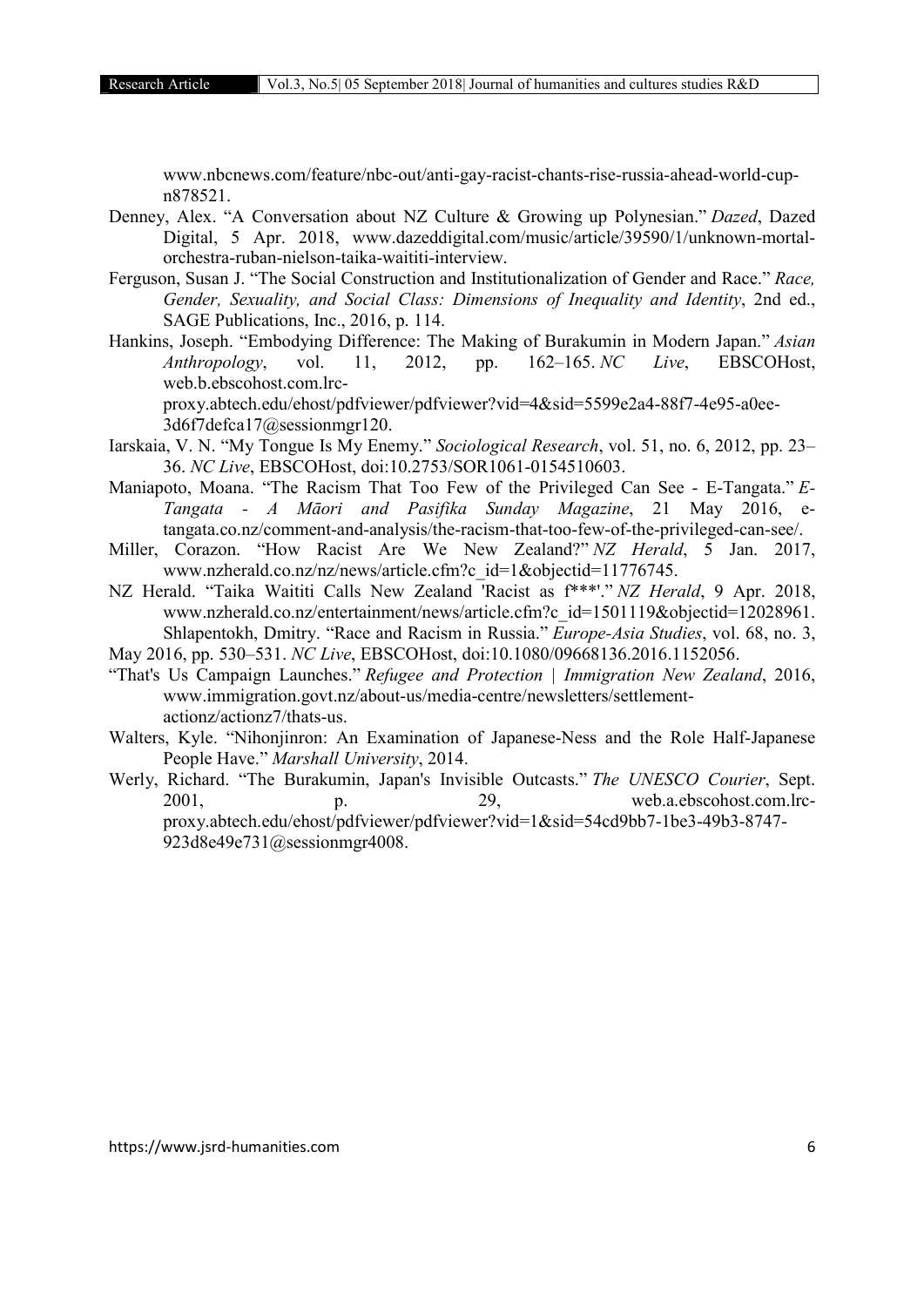www.nbcnews.com/feature/nbc-out/anti-gay-racist-chants-rise-russia-ahead-world-cup-n878521.

Denney, Alex. "A Conversation about NZ Culture & Growing up Polynesian." *Dazed*, Dazed Digital, 5 Apr. 2018, www.dazeddigital.com/music/article/39590/1/unknown-mortal-orchestra-ruban-nielson-taika-waititi-interview.

Ferguson, Susan J. "The Social Construction and Institutionalization of Gender and Race." *Race, Gender, Sexuality, and Social Class: Dimensions of Inequality and Identity*, 2nd ed., SAGE Publications, Inc., 2016, p. 114.

Hankins, Joseph. "Embodying Difference: The Making of Burakumin in Modern Japan." *Asian Anthropology*, vol. 11, 2012, pp. 162–165. *NC Live*, EBSCOHost, web.b.ebscohost.com.lrc-proxy.abtech.edu/ehost/pdfviewer/pdfviewer?vid=4&sid=5599e2a4-88f7-4e95-a0ee-3d6f7defca17@sessionmgr120.

Iarskaia, V. N. "My Tongue Is My Enemy." *Sociological Research*, vol. 51, no. 6, 2012, pp. 23–36. *NC Live*, EBSCOHost, doi:10.2753/SOR1061-0154510603.

Maniapoto, Moana. "The Racism That Too Few of the Privileged Can See - E-Tangata." *E-Tangata - A Māori and Pasifika Sunday Magazine*, 21 May 2016, e-tangata.co.nz/comment-and-analysis/the-racism-that-too-few-of-the-privileged-can-see/.

Miller, Corazon. "How Racist Are We New Zealand?" *NZ Herald*, 5 Jan. 2017, www.nzherald.co.nz/nz/news/article.cfm?c_id=1&objectid=11776745.

NZ Herald. "Taika Waititi Calls New Zealand 'Racist as f***'." *NZ Herald*, 9 Apr. 2018, www.nzherald.co.nz/entertainment/news/article.cfm?c_id=1501119&objectid=12028961.

Shlapentokh, Dmitry. "Race and Racism in Russia." *Europe-Asia Studies*, vol. 68, no. 3, May 2016, pp. 530–531. *NC Live*, EBSCOHost, doi:10.1080/09668136.2016.1152056.

"That's Us Campaign Launches." *Refugee and Protection | Immigration New Zealand*, 2016, www.immigration.govt.nz/about-us/media-centre/newsletters/settlement-actionz/actionz7/thats-us.

Walters, Kyle. "Nihonjinron: An Examination of Japanese-Ness and the Role Half-Japanese People Have." *Marshall University*, 2014.

Werly, Richard. "The Burakumin, Japan's Invisible Outcasts." *The UNESCO Courier*, Sept. 2001, p. 29, web.a.ebscohost.com.lrc-proxy.abtech.edu/ehost/pdfviewer/pdfviewer?vid=1&sid=54cd9bb7-1be3-49b3-8747-923d8e49e731@sessionmgr4008.